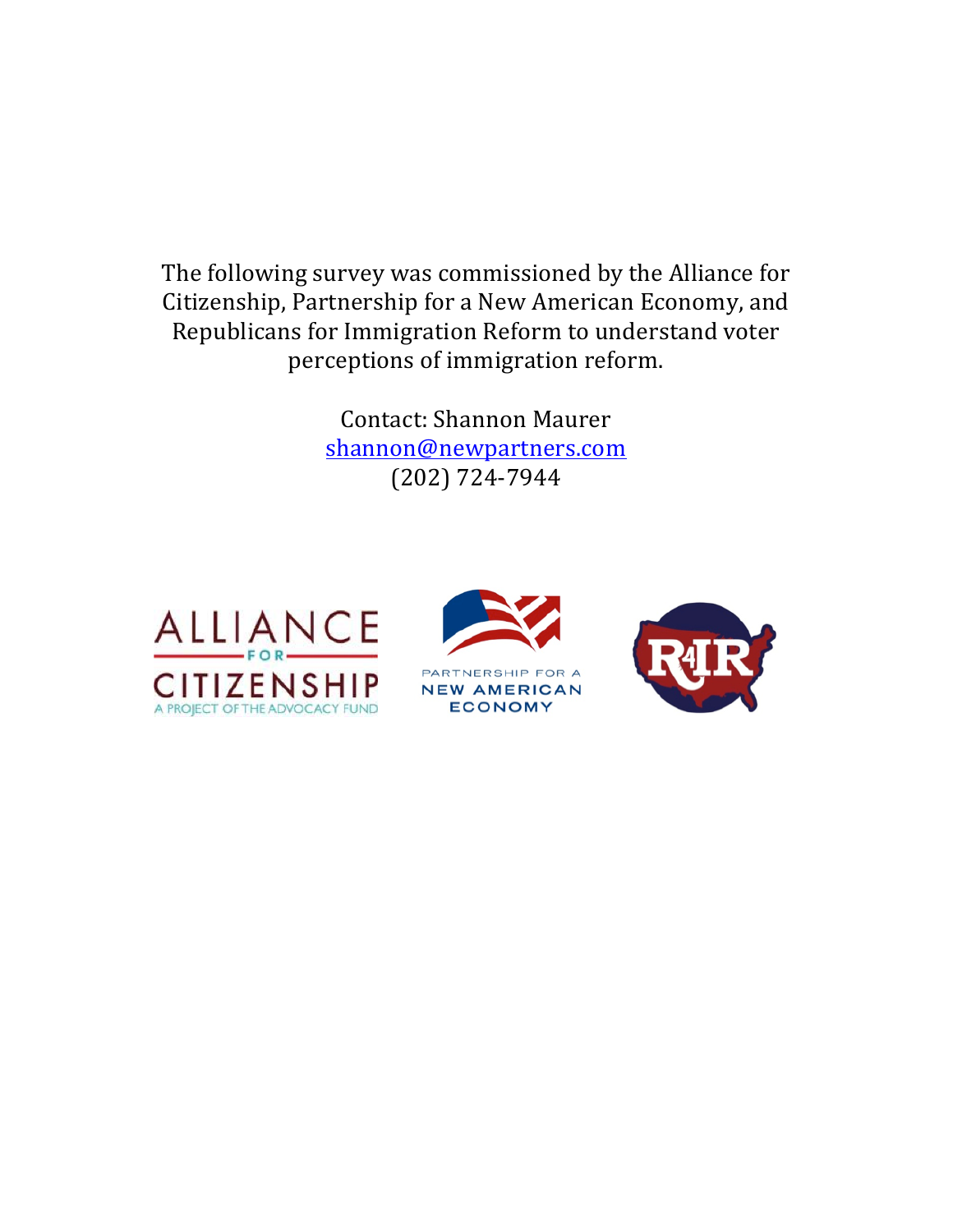The following survey was commissioned by the Alliance for Citizenship, Partnership for a New American Economy, and Republicans for Immigration Reform to understand voter perceptions of immigration reform.

Contact: Shannon Maurer
shannon@newpartners.com
(202) 724-7944

ALLIANCE FOR CITIZENSHIP
A PROJECT OF THE ADVOCACY FUND

PARTNERSHIP FOR A NEW AMERICAN ECONOMY

R4IR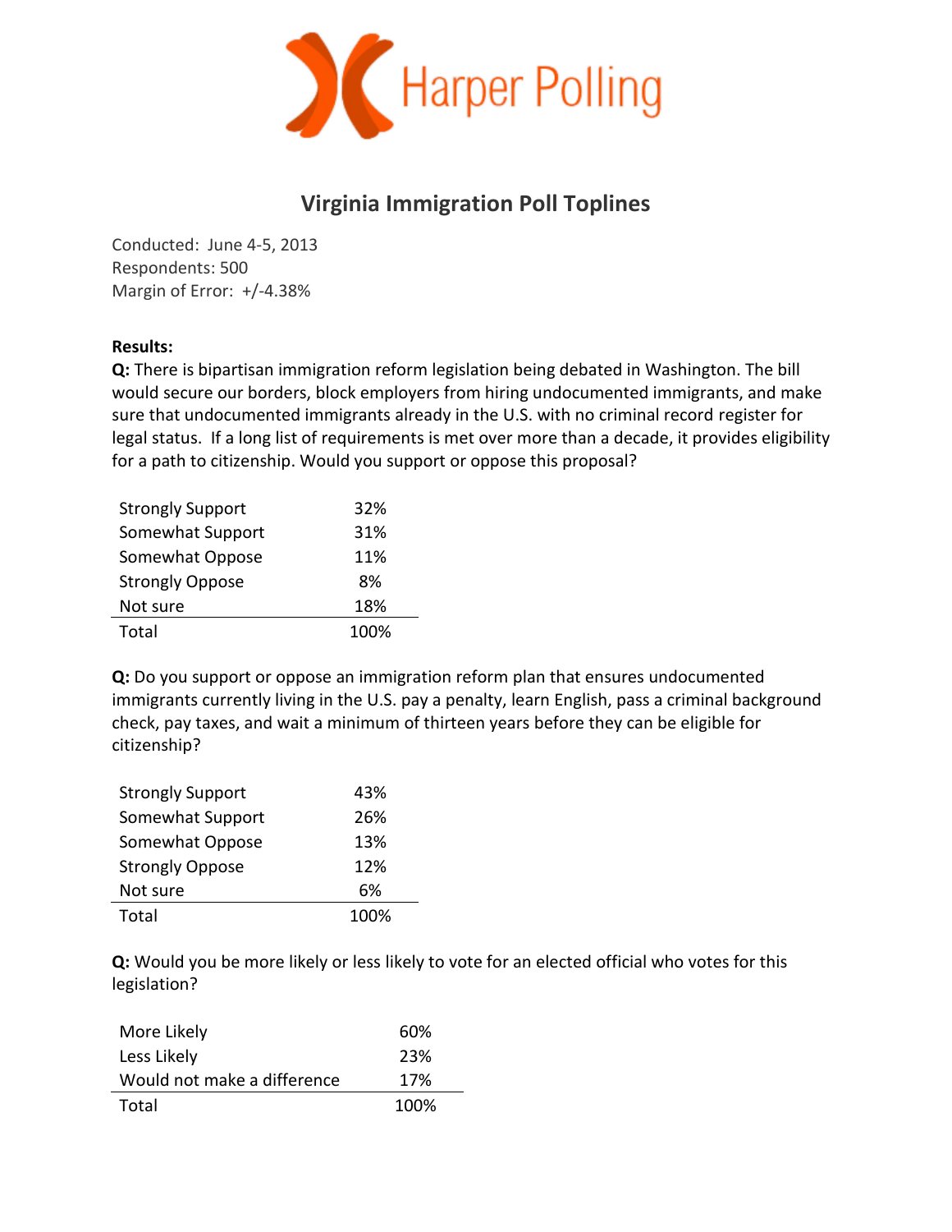Harper Polling

# Virginia Immigration Poll Toplines

Conducted: June 4-5, 2013
Respondents: 500
Margin of Error: +/-4.38%

**Results:**

**Q:** There is bipartisan immigration reform legislation being debated in Washington. The bill would secure our borders, block employers from hiring undocumented immigrants, and make sure that undocumented immigrants already in the U.S. with no criminal record register for legal status. If a long list of requirements is met over more than a decade, it provides eligibility for a path to citizenship. Would you support or oppose this proposal?

| | |
|---|---|
| Strongly Support | 32% |
| Somewhat Support | 31% |
| Somewhat Oppose | 11% |
| Strongly Oppose | 8% |
| Not sure | 18% |
| Total | 100% |

**Q:** Do you support or oppose an immigration reform plan that ensures undocumented immigrants currently living in the U.S. pay a penalty, learn English, pass a criminal background check, pay taxes, and wait a minimum of thirteen years before they can be eligible for citizenship?

| | |
|---|---|
| Strongly Support | 43% |
| Somewhat Support | 26% |
| Somewhat Oppose | 13% |
| Strongly Oppose | 12% |
| Not sure | 6% |
| Total | 100% |

**Q:** Would you be more likely or less likely to vote for an elected official who votes for this legislation?

| | |
|---|---|
| More Likely | 60% |
| Less Likely | 23% |
| Would not make a difference | 17% |
| Total | 100% |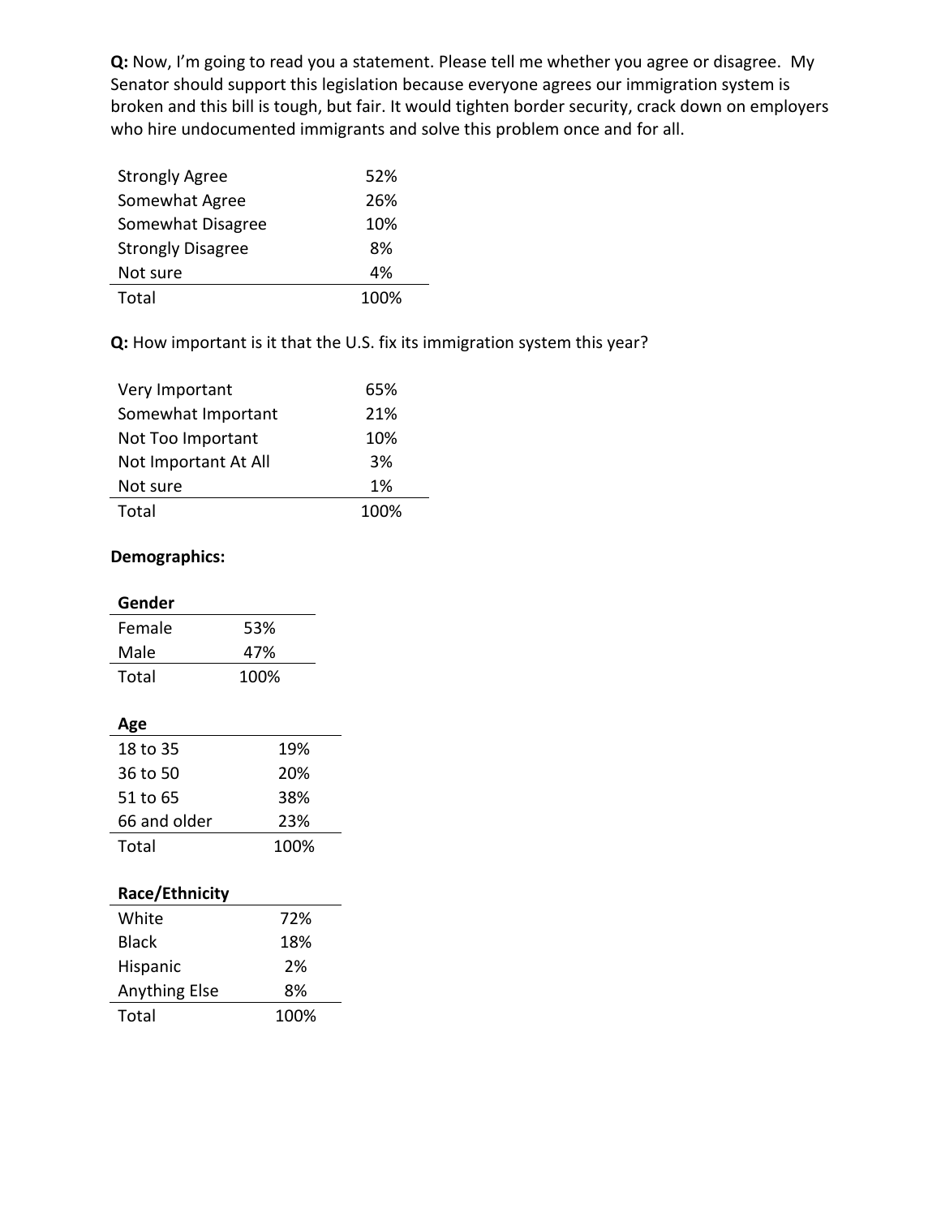**Q:** Now, I'm going to read you a statement. Please tell me whether you agree or disagree. My Senator should support this legislation because everyone agrees our immigration system is broken and this bill is tough, but fair. It would tighten border security, crack down on employers who hire undocumented immigrants and solve this problem once and for all.

| | |
|---|---|
| Strongly Agree | 52% |
| Somewhat Agree | 26% |
| Somewhat Disagree | 10% |
| Strongly Disagree | 8% |
| Not sure | 4% |
| Total | 100% |

**Q:** How important is it that the U.S. fix its immigration system this year?

| | |
|---|---|
| Very Important | 65% |
| Somewhat Important | 21% |
| Not Too Important | 10% |
| Not Important At All | 3% |
| Not sure | 1% |
| Total | 100% |

**Demographics:**

| Gender | |
|---|---|
| Female | 53% |
| Male | 47% |
| Total | 100% |

| Age | |
|---|---|
| 18 to 35 | 19% |
| 36 to 50 | 20% |
| 51 to 65 | 38% |
| 66 and older | 23% |
| Total | 100% |

| Race/Ethnicity | |
|---|---|
| White | 72% |
| Black | 18% |
| Hispanic | 2% |
| Anything Else | 8% |
| Total | 100% |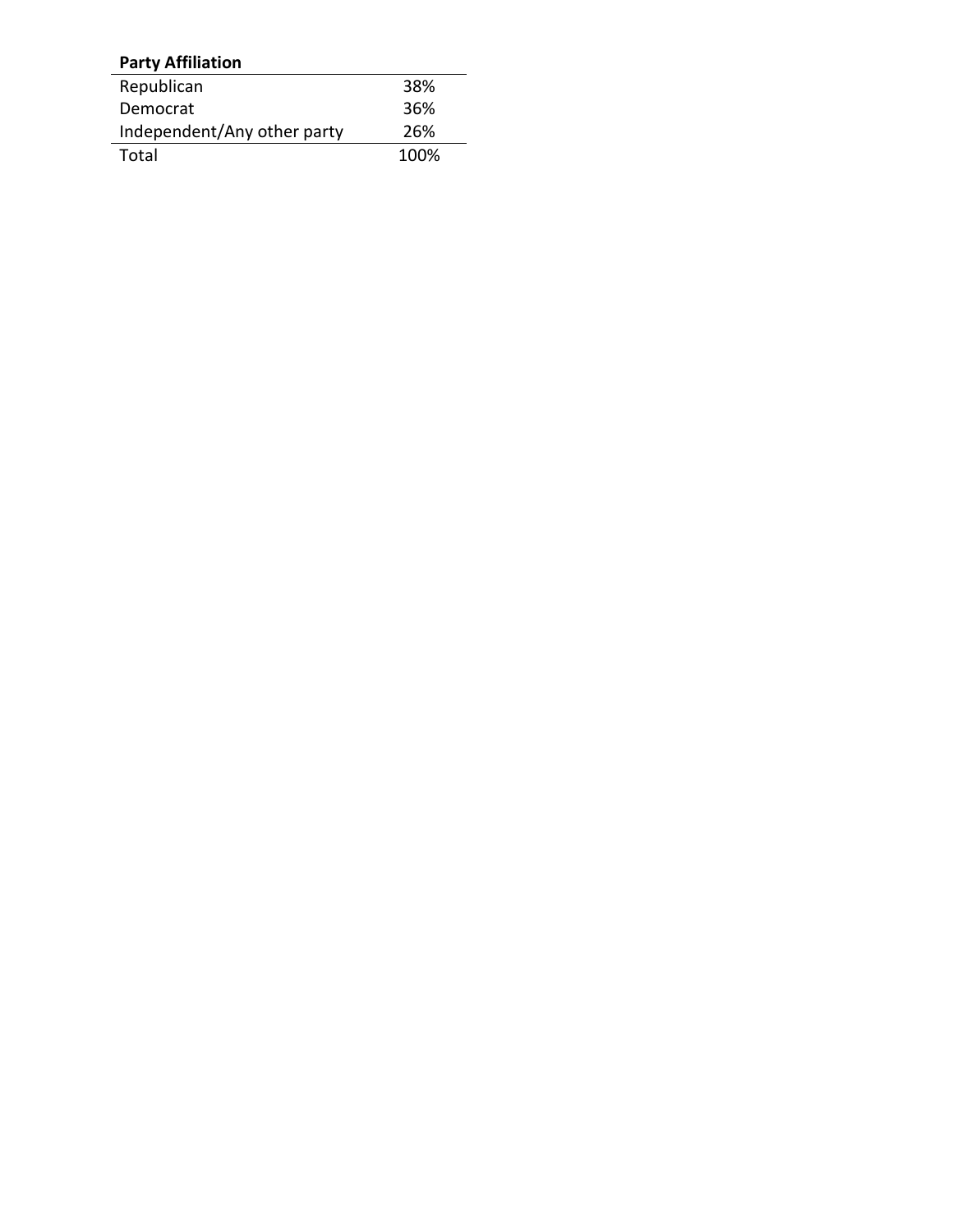| Party Affiliation | |
|---|---|
| Republican | 38% |
| Democrat | 36% |
| Independent/Any other party | 26% |
| Total | 100% |